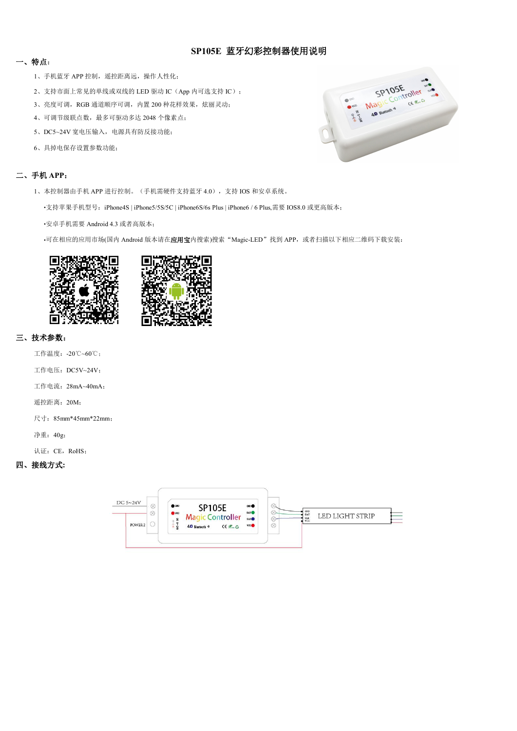# SP105E 蓝牙幻彩控制器使用说明

## 一、特点:

1、手机蓝牙 APP 控制，遥控距离远，操作人性化；

2、支持市面上常见的单线或双线的 LED 驱动 IC（App 内可选支持 IC）；

3、亮度可调，RGB 通道顺序可调，内置 200 种花样效果，炫丽灵动；

4、可调节级联点数，最多可驱动多达 2048 个像素点；

5、DC5~24V 宽电压输入，电源具有防反接功能；

6、具掉电保存设置参数功能；

## 二、手机 APP：

1、本控制器由手机 APP 进行控制。（手机需硬件支持蓝牙 4.0），支持 IOS 和安卓系统。

•支持苹果手机型号：iPhone4S | iPhone5/5S/5C | iPhone6S/6s Plus | iPhone6 / 6 Plus,需要 IOS8.0 或更高版本；

•安卓手机需要 Android 4.3 或者高版本；

•可在相应的应用市场(国内 Android 版本请在**应用宝**内搜索)搜索“Magic-LED”找到 APP，或者扫描以下相应二维码下载安装：

## 三、技术参数：

工作温度：-20℃~60℃；

工作电压：DC5V~24V；

工作电流：28mA~40mA；

遥控距离：20M；

尺寸：85mm*45mm*22mm；

净重：40g；

认证：CE，RoHS；

## 四、接线方式:

DC 5~24V

POWER2

SP105E Magic Controller

LED LIGHT STRIP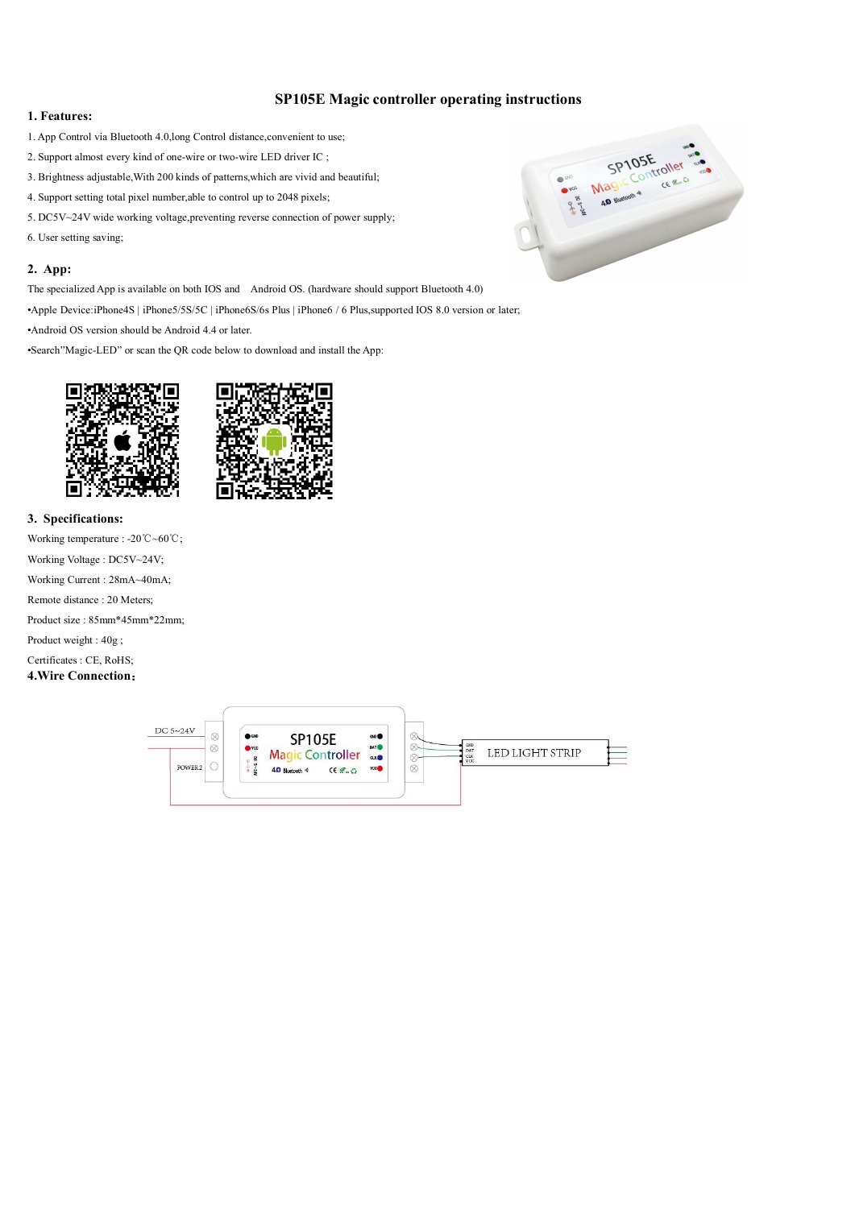# SP105E Magic controller operating instructions

## 1. Features:

1. App Control via Bluetooth 4.0,long Control distance,convenient to use;
2. Support almost every kind of one-wire or two-wire LED driver IC ;
3. Brightness adjustable,With 200 kinds of patterns,which are vivid and beautiful;
4. Support setting total pixel number,able to control up to 2048 pixels;
5. DC5V~24V wide working voltage,preventing reverse connection of power supply;
6. User setting saving;

## 2. App:

The specialized App is available on both IOS and Android OS. (hardware should support Bluetooth 4.0)

•Apple Device:iPhone4S | iPhone5/5S/5C | iPhone6S/6s Plus | iPhone6 / 6 Plus,supported IOS 8.0 version or later;

•Android OS version should be Android 4.4 or later.

•Search"Magic-LED" or scan the QR code below to download and install the App:

## 3. Specifications:

Working temperature : -20℃~60℃;

Working Voltage : DC5V~24V;

Working Current : 28mA~40mA;

Remote distance : 20 Meters;

Product size : 85mm*45mm*22mm;

Product weight : 40g ;

Certificates : CE, RoHS;

## 4.Wire Connection：

DC 5~24V

POWER2

SP105E Magic Controller

LED LIGHT STRIP